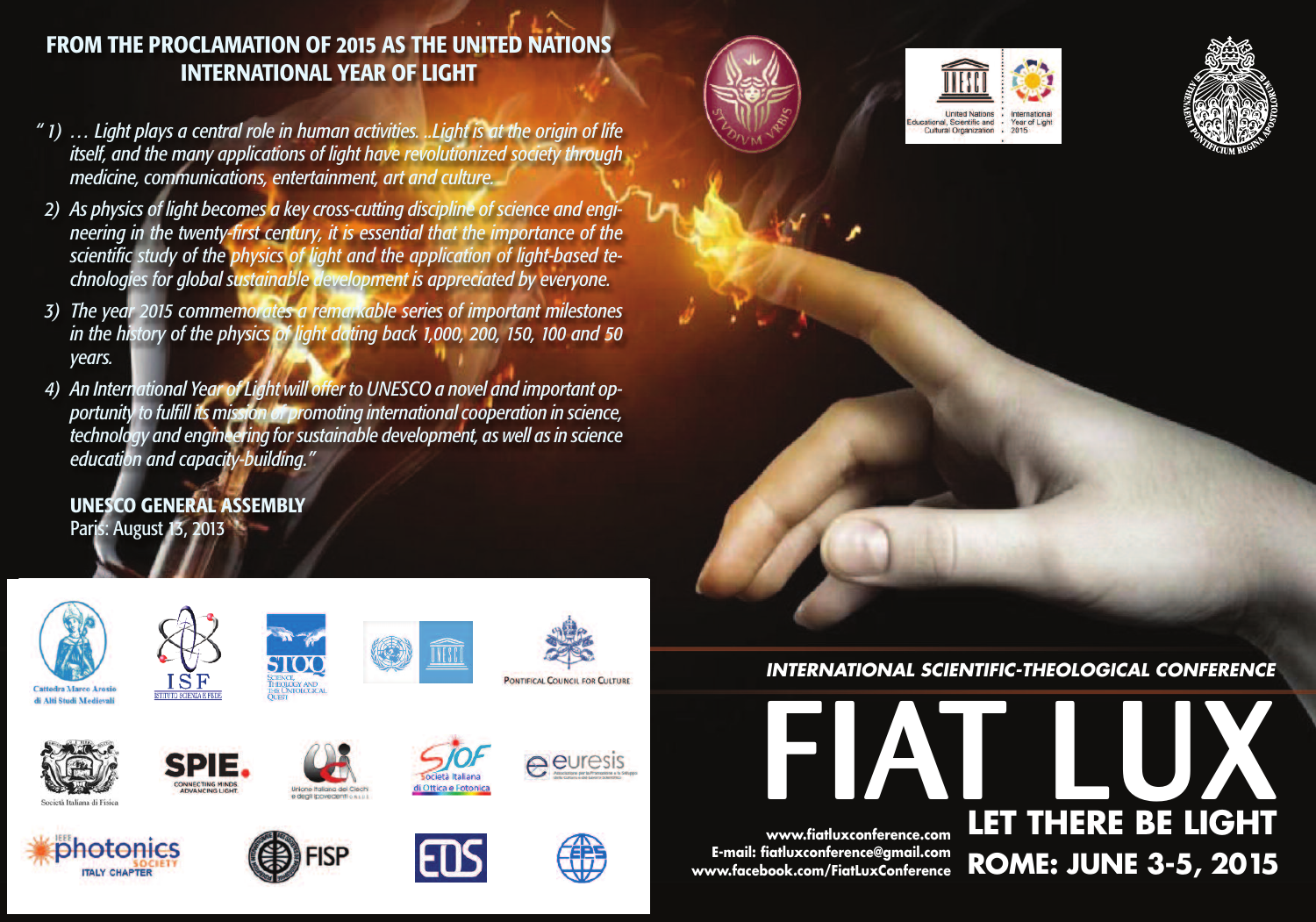## FROM THE PROCLAMATION OF 2015 AS THE UNITED NATIONS INTERNATIONAL YEAR OF LIGHT

*" 1) … Light plays a central role in human activities. ..Light is at the origin of life itself, and the many applications of light have revolutionized society through medicine, communications, entertainment, art and culture.*

*2) As physics of light becomes a key cross-cutting discipline of science and engineering in the twenty-first century, it is essential that the importance of the scientific study of the physics of light and the application of light-based technologies for global sustainable development is appreciated by everyone.*

*3) The year 2015 commemorates a remarkable series of important milestones in the history of the physics of light dating back 1,000, 200, 150, 100 and 50 years.*

*4) An International Year of Light will offer to UNESCO a novel and important opportunity to fulfill its mission of promoting international cooperation in science, technology and engineering for sustainable development, as well as in science education and capacity-building."*

**UNESCO GENERAL ASSEMBLY**
Paris: August 13, 2013

United Nations Educational, Scientific and Cultural Organization · International Year of Light 2015

Cattedra Marco Arosio di Alti Studi Medievali · ISF Istituto Scienza e Fede · STOQ Science, Theology and the Ontological Quest · Pontifical Council for Culture · Società Italiana di Fisica · SPIE Connecting Minds. Advancing Light. · Unione Italiana dei Ciechi e degli Ipovedenti · SIOF Società Italiana di Ottica e Fotonica · euresis · IEEE Photonics Society Italy Chapter · FISP · EOS · EPS

***INTERNATIONAL SCIENTIFIC-THEOLOGICAL CONFERENCE***

# FIAT LUX

## LET THERE BE LIGHT

## ROME: JUNE 3-5, 2015

**www.fiatluxconference.com**
**E-mail: fiatluxconference@gmail.com**
**www.facebook.com/FiatLuxConference**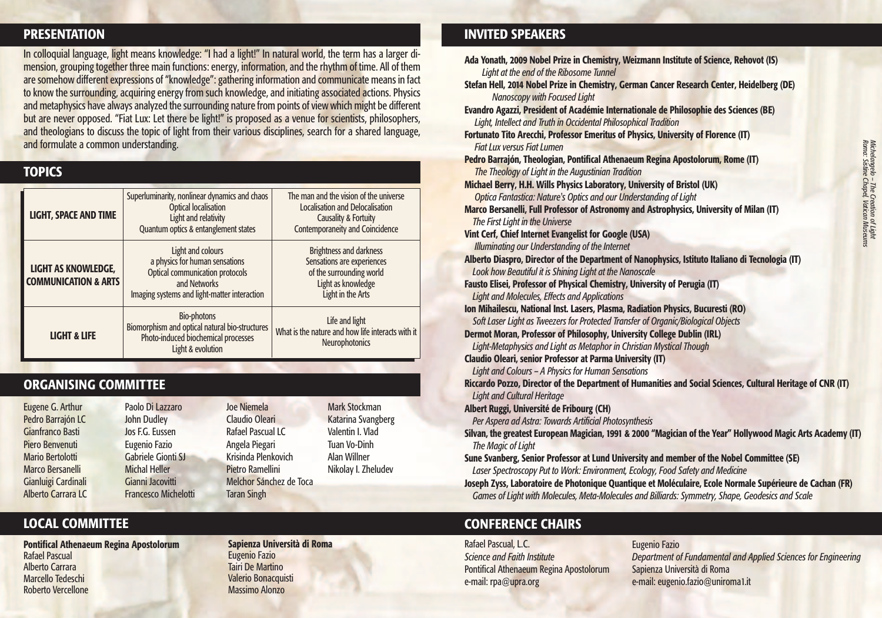## PRESENTATION

In colloquial language, light means knowledge: "I had a light!" In natural world, the term has a larger dimension, grouping together three main functions: energy, information, and the rhythm of time. All of them are somehow different expressions of "knowledge": gathering information and communicate means in fact to know the surrounding, acquiring energy from such knowledge, and initiating associated actions. Physics and metaphysics have always analyzed the surrounding nature from points of view which might be different but are never opposed. "Fiat Lux: Let there be light!" is proposed as a venue for scientists, philosophers, and theologians to discuss the topic of light from their various disciplines, search for a shared language, and formulate a common understanding.

## TOPICS

| | | |
|---|---|---|
| **LIGHT, SPACE AND TIME** | Superluminarity, nonlinear dynamics and chaos<br>Optical localisation<br>Light and relativity<br>Quantum optics & entanglement states | The man and the vision of the universe<br>Localisation and Delocalisation<br>Causality & Fortuity<br>Contemporaneity and Coincidence |
| **LIGHT AS KNOWLEDGE, COMMUNICATION & ARTS** | Light and colours<br>a physics for human sensations<br>Optical communication protocols<br>and Networks<br>Imaging systems and light-matter interaction | Brightness and darkness<br>Sensations are experiences<br>of the surrounding world<br>Light as knowledge<br>Light in the Arts |
| **LIGHT & LIFE** | Bio-photons<br>Biomorphism and optical natural bio-structures<br>Photo-induced biochemical processes<br>Light & evolution | Life and light<br>What is the nature and how life interacts with it<br>Neurophotonics |

## ORGANISING COMMITTEE

Eugene G. Arthur
Pedro Barrajón LC
Gianfranco Basti
Piero Benvenuti
Mario Bertolotti
Marco Bersanelli
Gianluigi Cardinali
Alberto Carrara LC
Paolo Di Lazzaro
John Dudley
Jos F.G. Eussen
Eugenio Fazio
Gabriele Gionti SJ
Michal Heller
Gianni Jacovitti
Francesco Michelotti
Joe Niemela
Claudio Oleari
Rafael Pascual LC
Angela Piegari
Krisinda Plenkovich
Pietro Ramellini
Melchor Sánchez de Toca
Taran Singh
Mark Stockman
Katarina Svangberg
Valentin I. Vlad
Tuan Vo-Dinh
Alan Willner
Nikolay I. Zheludev

## LOCAL COMMITTEE

**Pontifical Athenaeum Regina Apostolorum**
Rafael Pascual
Alberto Carrara
Marcello Tedeschi
Roberto Vercellone

**Sapienza Università di Roma**
Eugenio Fazio
Tairi De Martino
Valerio Bonacquisti
Massimo Alonzo

## INVITED SPEAKERS

**Ada Yonath, 2009 Nobel Prize in Chemistry, Weizmann Institute of Science, Rehovot (IS)**
*Light at the end of the Ribosome Tunnel*

**Stefan Hell, 2014 Nobel Prize in Chemistry, German Cancer Research Center, Heidelberg (DE)**
*Nanoscopy with Focused Light*

**Evandro Agazzi, President of Académie Internationale de Philosophie des Sciences (BE)**
*Light, Intellect and Truth in Occidental Philosophical Tradition*

**Fortunato Tito Arecchi, Professor Emeritus of Physics, University of Florence (IT)**
*Fiat Lux versus Fiat Lumen*

**Pedro Barrajón, Theologian, Pontifical Athenaeum Regina Apostolorum, Rome (IT)**
*The Theology of Light in the Augustinian Tradition*

**Michael Berry, H.H. Wills Physics Laboratory, University of Bristol (UK)**
*Optica Fantastica: Nature's Optics and our Understanding of Light*

**Marco Bersanelli, Full Professor of Astronomy and Astrophysics, University of Milan (IT)**
*The First Light in the Universe*

**Vint Cerf, Chief Internet Evangelist for Google (USA)**
*Illuminating our Understanding of the Internet*

**Alberto Diaspro, Director of the Department of Nanophysics, Istituto Italiano di Tecnologia (IT)**
*Look how Beautiful it is Shining Light at the Nanoscale*

**Fausto Elisei, Professor of Physical Chemistry, University of Perugia (IT)**
*Light and Molecules, Effects and Applications*

**Ion Mihailescu, National Inst. Lasers, Plasma, Radiation Physics, Bucuresti (RO)**
*Soft Laser Light as Tweezers for Protected Transfer of Organic/Biological Objects*

**Dermot Moran, Professor of Philosophy, University College Dublin (IRL)**
*Light-Metaphysics and Light as Metaphor in Christian Mystical Though*

**Claudio Oleari, senior Professor at Parma University (IT)**
*Light and Colours – A Physics for Human Sensations*

**Riccardo Pozzo, Director of the Department of Humanities and Social Sciences, Cultural Heritage of CNR (IT)**
*Light and Cultural Heritage*

**Albert Ruggi, Université de Fribourg (CH)**
*Per Aspera ad Astra: Towards Artificial Photosynthesis*

**Silvan, the greatest European Magician, 1991 & 2000 "Magician of the Year" Hollywood Magic Arts Academy (IT)**
*The Magic of Light*

**Sune Svanberg, Senior Professor at Lund University and member of the Nobel Committee (SE)**
*Laser Spectroscopy Put to Work: Environment, Ecology, Food Safety and Medicine*

**Joseph Zyss, Laboratoire de Photonique Quantique et Moléculaire, Ecole Normale Supérieure de Cachan (FR)**
*Games of Light with Molecules, Meta-Molecules and Billiards: Symmetry, Shape, Geodesics and Scale*

*Michelangelo – The Creation of Light*
*Rome: Sistine Chapel, Vatican Museums*

## CONFERENCE CHAIRS

Rafael Pascual, L.C.
*Science and Faith Institute*
Pontifical Athenaeum Regina Apostolorum
e-mail: rpa@upra.org

Eugenio Fazio
*Department of Fundamental and Applied Sciences for Engineering*
Sapienza Università di Roma
e-mail: eugenio.fazio@uniroma1.it